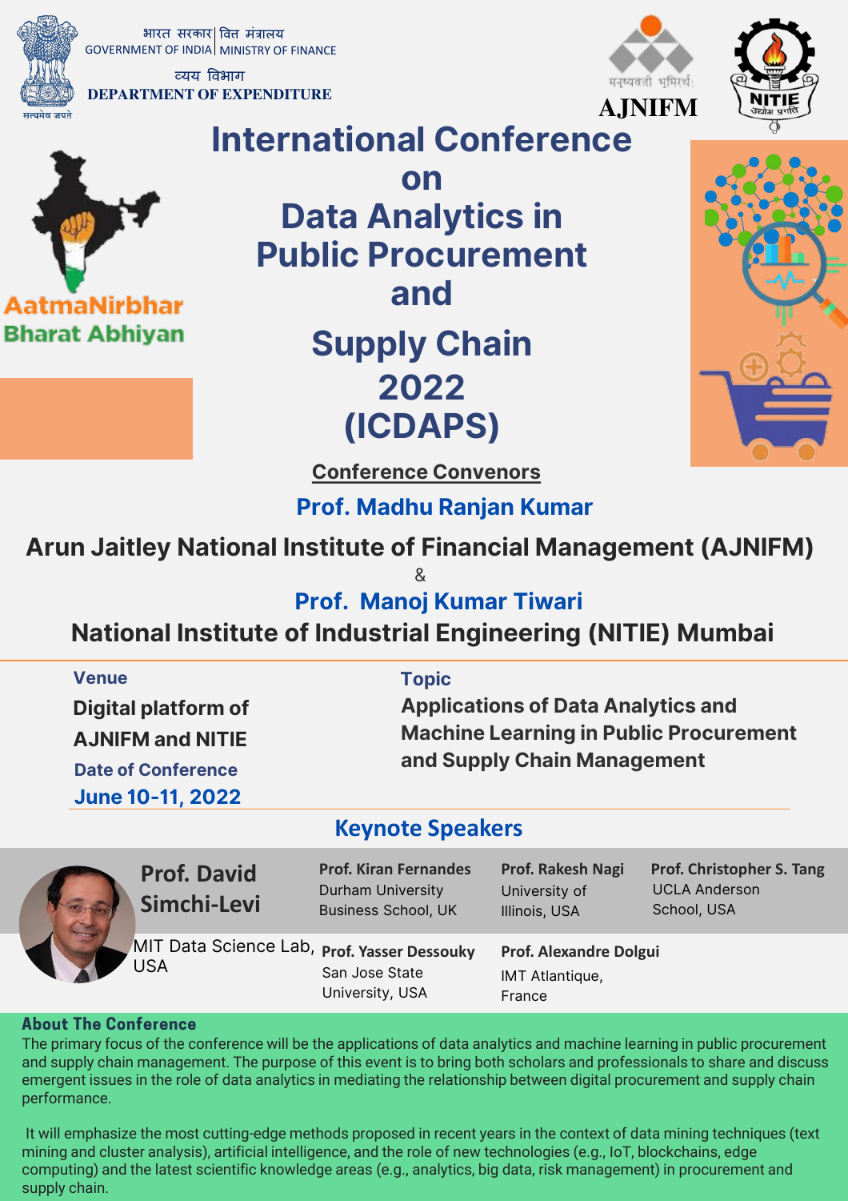भारत सरकार | वित्त मंत्रालय
GOVERNMENT OF INDIA | MINISTRY OF FINANCE
व्यय विभाग
DEPARTMENT OF EXPENDITURE

सत्यमेव जयते

मनुष्यवती भूमिरर्थः
AJNIFM

NITIE
उद्योग प्रगति

AatmaNirbhar
Bharat Abhiyan

# International Conference on Data Analytics in Public Procurement and Supply Chain 2022 (ICDAPS)

## Conference Convenors

**Prof. Madhu Ranjan Kumar**

**Arun Jaitley National Institute of Financial Management (AJNIFM)**

&

**Prof. Manoj Kumar Tiwari**

**National Institute of Industrial Engineering (NITIE) Mumbai**

**Venue**

**Digital platform of AJNIFM and NITIE**

**Date of Conference**

**June 10-11, 2022**

**Topic**

**Applications of Data Analytics and Machine Learning in Public Procurement and Supply Chain Management**

## Keynote Speakers

**Prof. David Simchi-Levi**
MIT Data Science Lab, USA

**Prof. Kiran Fernandes**
Durham University Business School, UK

**Prof. Rakesh Nagi**
University of Illinois, USA

**Prof. Christopher S. Tang**
UCLA Anderson School, USA

**Prof. Yasser Dessouky**
San Jose State University, USA

**Prof. Alexandre Dolgui**
IMT Atlantique, France

## About The Conference

The primary focus of the conference will be the applications of data analytics and machine learning in public procurement and supply chain management. The purpose of this event is to bring both scholars and professionals to share and discuss emergent issues in the role of data analytics in mediating the relationship between digital procurement and supply chain performance.

It will emphasize the most cutting-edge methods proposed in recent years in the context of data mining techniques (text mining and cluster analysis), artificial intelligence, and the role of new technologies (e.g., IoT, blockchains, edge computing) and the latest scientific knowledge areas (e.g., analytics, big data, risk management) in procurement and supply chain.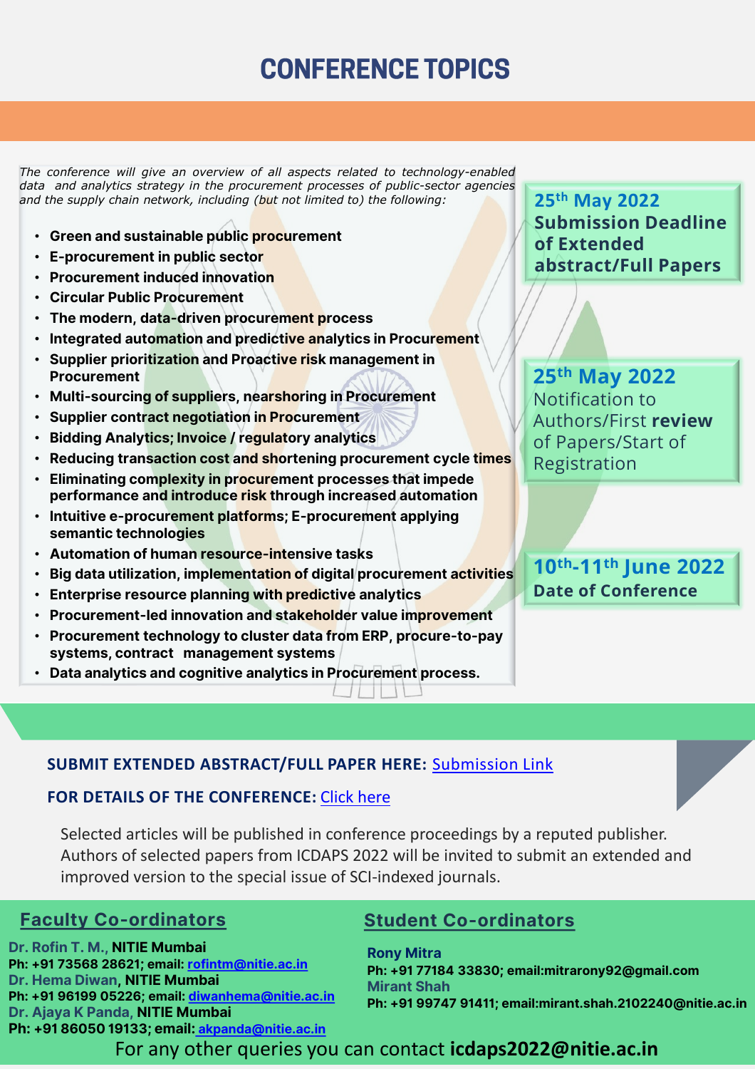# CONFERENCE TOPICS

*The conference will give an overview of all aspects related to technology-enabled data and analytics strategy in the procurement processes of public-sector agencies and the supply chain network, including (but not limited to) the following:*

- **Green and sustainable public procurement**
- **E-procurement in public sector**
- **Procurement induced innovation**
- **Circular Public Procurement**
- **The modern, data-driven procurement process**
- **Integrated automation and predictive analytics in Procurement**
- **Supplier prioritization and Proactive risk management in Procurement**
- **Multi-sourcing of suppliers, nearshoring in Procurement**
- **Supplier contract negotiation in Procurement**
- **Bidding Analytics; Invoice / regulatory analytics**
- **Reducing transaction cost and shortening procurement cycle times**
- **Eliminating complexity in procurement processes that impede performance and introduce risk through increased automation**
- **Intuitive e-procurement platforms; E-procurement applying semantic technologies**
- **Automation of human resource-intensive tasks**
- **Big data utilization, implementation of digital procurement activities**
- **Enterprise resource planning with predictive analytics**
- **Procurement-led innovation and stakeholder value improvement**
- **Procurement technology to cluster data from ERP, procure-to-pay systems, contract management systems**
- **Data analytics and cognitive analytics in Procurement process.**

**25th May 2022**
**Submission Deadline of Extended abstract/Full Papers**

**25th May 2022**
Notification to Authors/First **review** of Papers/Start of Registration

**10th-11th June 2022**
**Date of Conference**

**SUBMIT EXTENDED ABSTRACT/FULL PAPER HERE:** Submission Link

**FOR DETAILS OF THE CONFERENCE:** Click here

Selected articles will be published in conference proceedings by a reputed publisher. Authors of selected papers from ICDAPS 2022 will be invited to submit an extended and improved version to the special issue of SCI-indexed journals.

## Faculty Co-ordinators

**Dr. Rofin T. M., NITIE Mumbai**
**Ph: +91 73568 28621; email: rofintm@nitie.ac.in**
**Dr. Hema Diwan, NITIE Mumbai**
**Ph: +91 96199 05226; email: diwanhema@nitie.ac.in**
**Dr. Ajaya K Panda, NITIE Mumbai**
**Ph: +91 86050 19133; email: akpanda@nitie.ac.in**

## Student Co-ordinators

**Rony Mitra**
**Ph: +91 77184 33830; email:mitrarony92@gmail.com**
**Mirant Shah**
**Ph: +91 99747 91411; email:mirant.shah.2102240@nitie.ac.in**

For any other queries you can contact **icdaps2022@nitie.ac.in**